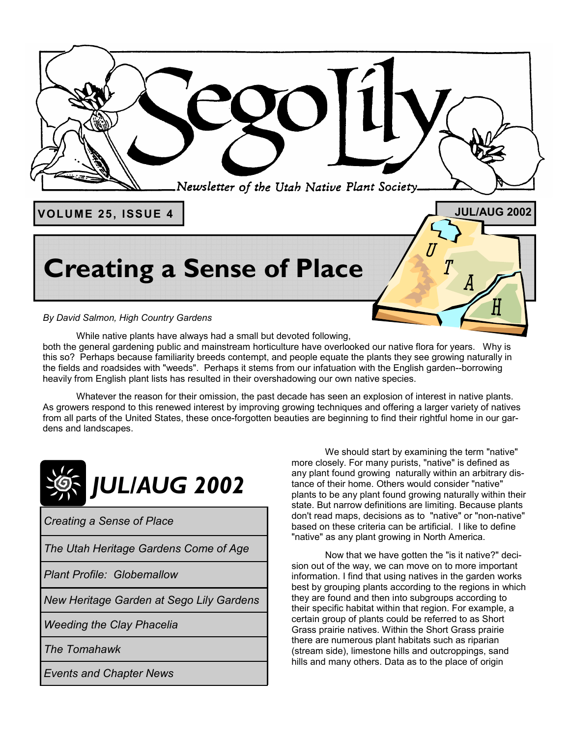# Sego Lily

*Newsletter of the Utah Native Plant Society*

**VOLUME 25, ISSUE 4** — **JUL/AUG 2002**

# Creating a Sense of Place

*By David Salmon, High Country Gardens*

While native plants have always had a small but devoted following, both the general gardening public and mainstream horticulture have overlooked our native flora for years. Why is this so? Perhaps because familiarity breeds contempt, and people equate the plants they see growing naturally in the fields and roadsides with "weeds". Perhaps it stems from our infatuation with the English garden--borrowing heavily from English plant lists has resulted in their overshadowing our own native species.

Whatever the reason for their omission, the past decade has seen an explosion of interest in native plants. As growers respond to this renewed interest by improving growing techniques and offering a larger variety of natives from all parts of the United States, these once-forgotten beauties are beginning to find their rightful home in our gardens and landscapes.

## JUL/AUG 2002

| |
|---|
| *Creating a Sense of Place* |
| *The Utah Heritage Gardens Come of Age* |
| *Plant Profile: Globemallow* |
| *New Heritage Garden at Sego Lily Gardens* |
| *Weeding the Clay Phacelia* |
| *The Tomahawk* |
| *Events and Chapter News* |

We should start by examining the term "native" more closely. For many purists, "native" is defined as any plant found growing naturally within an arbitrary distance of their home. Others would consider "native" plants to be any plant found growing naturally within their state. But narrow definitions are limiting. Because plants don't read maps, decisions as to "native" or "non-native" based on these criteria can be artificial. I like to define "native" as any plant growing in North America.

Now that we have gotten the "is it native?" decision out of the way, we can move on to more important information. I find that using natives in the garden works best by grouping plants according to the regions in which they are found and then into subgroups according to their specific habitat within that region. For example, a certain group of plants could be referred to as Short Grass prairie natives. Within the Short Grass prairie there are numerous plant habitats such as riparian (stream side), limestone hills and outcroppings, sand hills and many others. Data as to the place of origin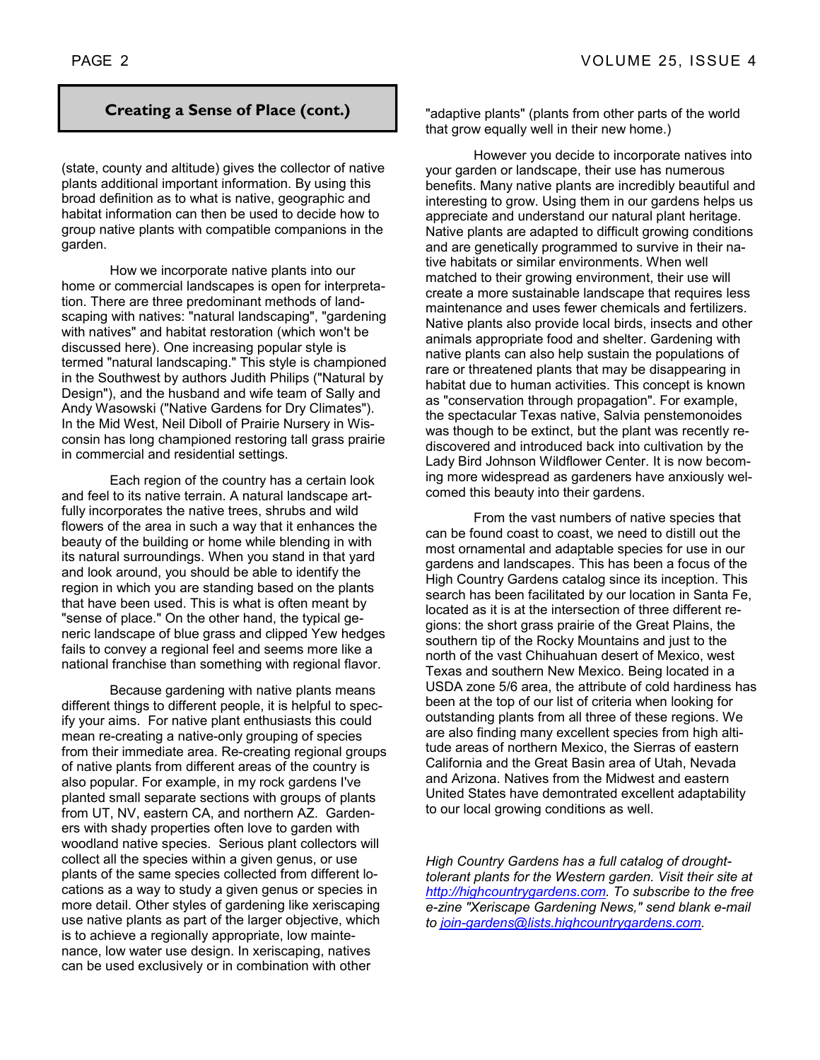## Creating a Sense of Place (cont.)

(state, county and altitude) gives the collector of native plants additional important information. By using this broad definition as to what is native, geographic and habitat information can then be used to decide how to group native plants with compatible companions in the garden.

How we incorporate native plants into our home or commercial landscapes is open for interpretation. There are three predominant methods of landscaping with natives: "natural landscaping", "gardening with natives" and habitat restoration (which won't be discussed here). One increasing popular style is termed "natural landscaping." This style is championed in the Southwest by authors Judith Philips ("Natural by Design"), and the husband and wife team of Sally and Andy Wasowski ("Native Gardens for Dry Climates"). In the Mid West, Neil Diboll of Prairie Nursery in Wisconsin has long championed restoring tall grass prairie in commercial and residential settings.

Each region of the country has a certain look and feel to its native terrain. A natural landscape artfully incorporates the native trees, shrubs and wild flowers of the area in such a way that it enhances the beauty of the building or home while blending in with its natural surroundings. When you stand in that yard and look around, you should be able to identify the region in which you are standing based on the plants that have been used. This is what is often meant by "sense of place." On the other hand, the typical generic landscape of blue grass and clipped Yew hedges fails to convey a regional feel and seems more like a national franchise than something with regional flavor.

Because gardening with native plants means different things to different people, it is helpful to specify your aims. For native plant enthusiasts this could mean re-creating a native-only grouping of species from their immediate area. Re-creating regional groups of native plants from different areas of the country is also popular. For example, in my rock gardens I've planted small separate sections with groups of plants from UT, NV, eastern CA, and northern AZ. Gardeners with shady properties often love to garden with woodland native species. Serious plant collectors will collect all the species within a given genus, or use plants of the same species collected from different locations as a way to study a given genus or species in more detail. Other styles of gardening like xeriscaping use native plants as part of the larger objective, which is to achieve a regionally appropriate, low maintenance, low water use design. In xeriscaping, natives can be used exclusively or in combination with other "adaptive plants" (plants from other parts of the world that grow equally well in their new home.)

However you decide to incorporate natives into your garden or landscape, their use has numerous benefits. Many native plants are incredibly beautiful and interesting to grow. Using them in our gardens helps us appreciate and understand our natural plant heritage. Native plants are adapted to difficult growing conditions and are genetically programmed to survive in their native habitats or similar environments. When well matched to their growing environment, their use will create a more sustainable landscape that requires less maintenance and uses fewer chemicals and fertilizers. Native plants also provide local birds, insects and other animals appropriate food and shelter. Gardening with native plants can also help sustain the populations of rare or threatened plants that may be disappearing in habitat due to human activities. This concept is known as "conservation through propagation". For example, the spectacular Texas native, Salvia penstemonoides was though to be extinct, but the plant was recently rediscovered and introduced back into cultivation by the Lady Bird Johnson Wildflower Center. It is now becoming more widespread as gardeners have anxiously welcomed this beauty into their gardens.

From the vast numbers of native species that can be found coast to coast, we need to distill out the most ornamental and adaptable species for use in our gardens and landscapes. This has been a focus of the High Country Gardens catalog since its inception. This search has been facilitated by our location in Santa Fe, located as it is at the intersection of three different regions: the short grass prairie of the Great Plains, the southern tip of the Rocky Mountains and just to the north of the vast Chihuahuan desert of Mexico, west Texas and southern New Mexico. Being located in a USDA zone 5/6 area, the attribute of cold hardiness has been at the top of our list of criteria when looking for outstanding plants from all three of these regions. We are also finding many excellent species from high altitude areas of northern Mexico, the Sierras of eastern California and the Great Basin area of Utah, Nevada and Arizona. Natives from the Midwest and eastern United States have demontrated excellent adaptability to our local growing conditions as well.

*High Country Gardens has a full catalog of drought-tolerant plants for the Western garden. Visit their site at [http://highcountrygardens.com](http://highcountrygardens.com). To subscribe to the free e-zine "Xeriscape Gardening News," send blank e-mail to [join-gardens@lists.highcountrygardens.com](mailto:join-gardens@lists.highcountrygardens.com).*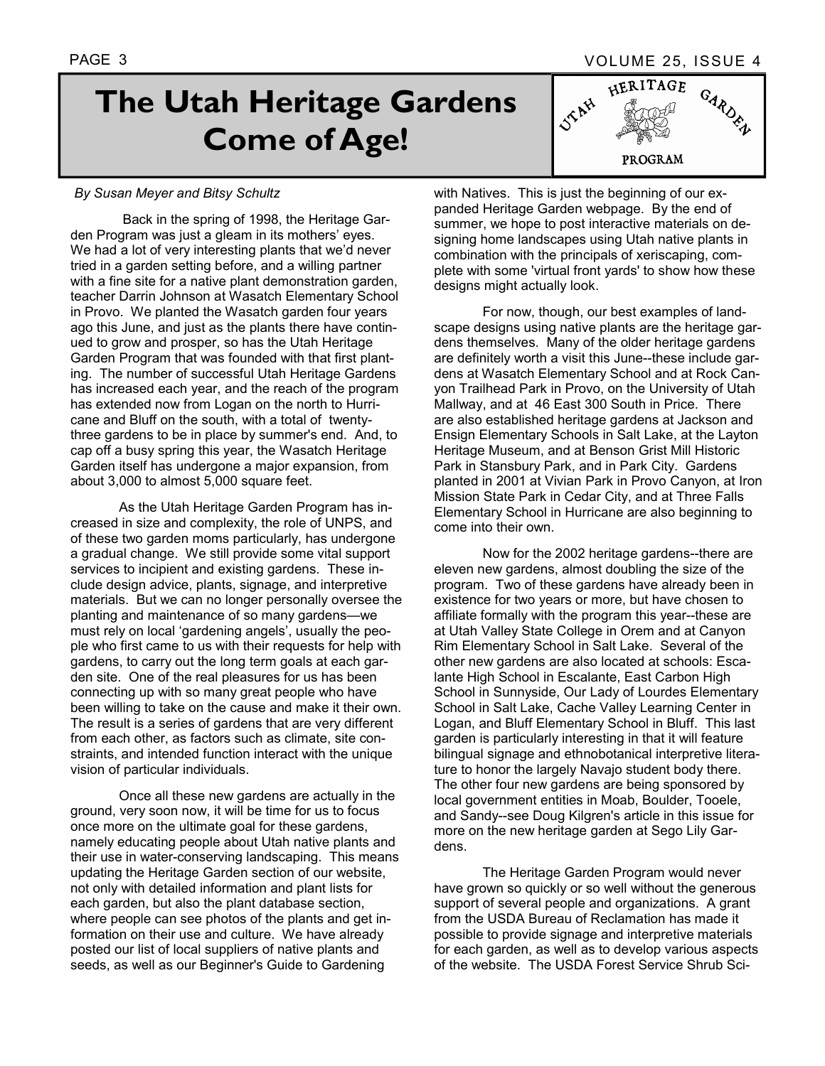# The Utah Heritage Gardens Come of Age!

*By Susan Meyer and Bitsy Schultz*

Back in the spring of 1998, the Heritage Garden Program was just a gleam in its mothers' eyes. We had a lot of very interesting plants that we'd never tried in a garden setting before, and a willing partner with a fine site for a native plant demonstration garden, teacher Darrin Johnson at Wasatch Elementary School in Provo. We planted the Wasatch garden four years ago this June, and just as the plants there have continued to grow and prosper, so has the Utah Heritage Garden Program that was founded with that first planting. The number of successful Utah Heritage Gardens has increased each year, and the reach of the program has extended now from Logan on the north to Hurricane and Bluff on the south, with a total of twenty-three gardens to be in place by summer's end. And, to cap off a busy spring this year, the Wasatch Heritage Garden itself has undergone a major expansion, from about 3,000 to almost 5,000 square feet.

As the Utah Heritage Garden Program has increased in size and complexity, the role of UNPS, and of these two garden moms particularly, has undergone a gradual change. We still provide some vital support services to incipient and existing gardens. These include design advice, plants, signage, and interpretive materials. But we can no longer personally oversee the planting and maintenance of so many gardens—we must rely on local 'gardening angels', usually the people who first came to us with their requests for help with gardens, to carry out the long term goals at each garden site. One of the real pleasures for us has been connecting up with so many great people who have been willing to take on the cause and make it their own. The result is a series of gardens that are very different from each other, as factors such as climate, site constraints, and intended function interact with the unique vision of particular individuals.

Once all these new gardens are actually in the ground, very soon now, it will be time for us to focus once more on the ultimate goal for these gardens, namely educating people about Utah native plants and their use in water-conserving landscaping. This means updating the Heritage Garden section of our website, not only with detailed information and plant lists for each garden, but also the plant database section, where people can see photos of the plants and get information on their use and culture. We have already posted our list of local suppliers of native plants and seeds, as well as our Beginner's Guide to Gardening with Natives. This is just the beginning of our expanded Heritage Garden webpage. By the end of summer, we hope to post interactive materials on designing home landscapes using Utah native plants in combination with the principals of xeriscaping, complete with some 'virtual front yards' to show how these designs might actually look.

For now, though, our best examples of landscape designs using native plants are the heritage gardens themselves. Many of the older heritage gardens are definitely worth a visit this June--these include gardens at Wasatch Elementary School and at Rock Canyon Trailhead Park in Provo, on the University of Utah Mallway, and at 46 East 300 South in Price. There are also established heritage gardens at Jackson and Ensign Elementary Schools in Salt Lake, at the Layton Heritage Museum, and at Benson Grist Mill Historic Park in Stansbury Park, and in Park City. Gardens planted in 2001 at Vivian Park in Provo Canyon, at Iron Mission State Park in Cedar City, and at Three Falls Elementary School in Hurricane are also beginning to come into their own.

Now for the 2002 heritage gardens--there are eleven new gardens, almost doubling the size of the program. Two of these gardens have already been in existence for two years or more, but have chosen to affiliate formally with the program this year--these are at Utah Valley State College in Orem and at Canyon Rim Elementary School in Salt Lake. Several of the other new gardens are also located at schools: Escalante High School in Escalante, East Carbon High School in Sunnyside, Our Lady of Lourdes Elementary School in Salt Lake, Cache Valley Learning Center in Logan, and Bluff Elementary School in Bluff. This last garden is particularly interesting in that it will feature bilingual signage and ethnobotanical interpretive literature to honor the largely Navajo student body there. The other four new gardens are being sponsored by local government entities in Moab, Boulder, Tooele, and Sandy--see Doug Kilgren's article in this issue for more on the new heritage garden at Sego Lily Gardens.

The Heritage Garden Program would never have grown so quickly or so well without the generous support of several people and organizations. A grant from the USDA Bureau of Reclamation has made it possible to provide signage and interpretive materials for each garden, as well as to develop various aspects of the website. The USDA Forest Service Shrub Sci-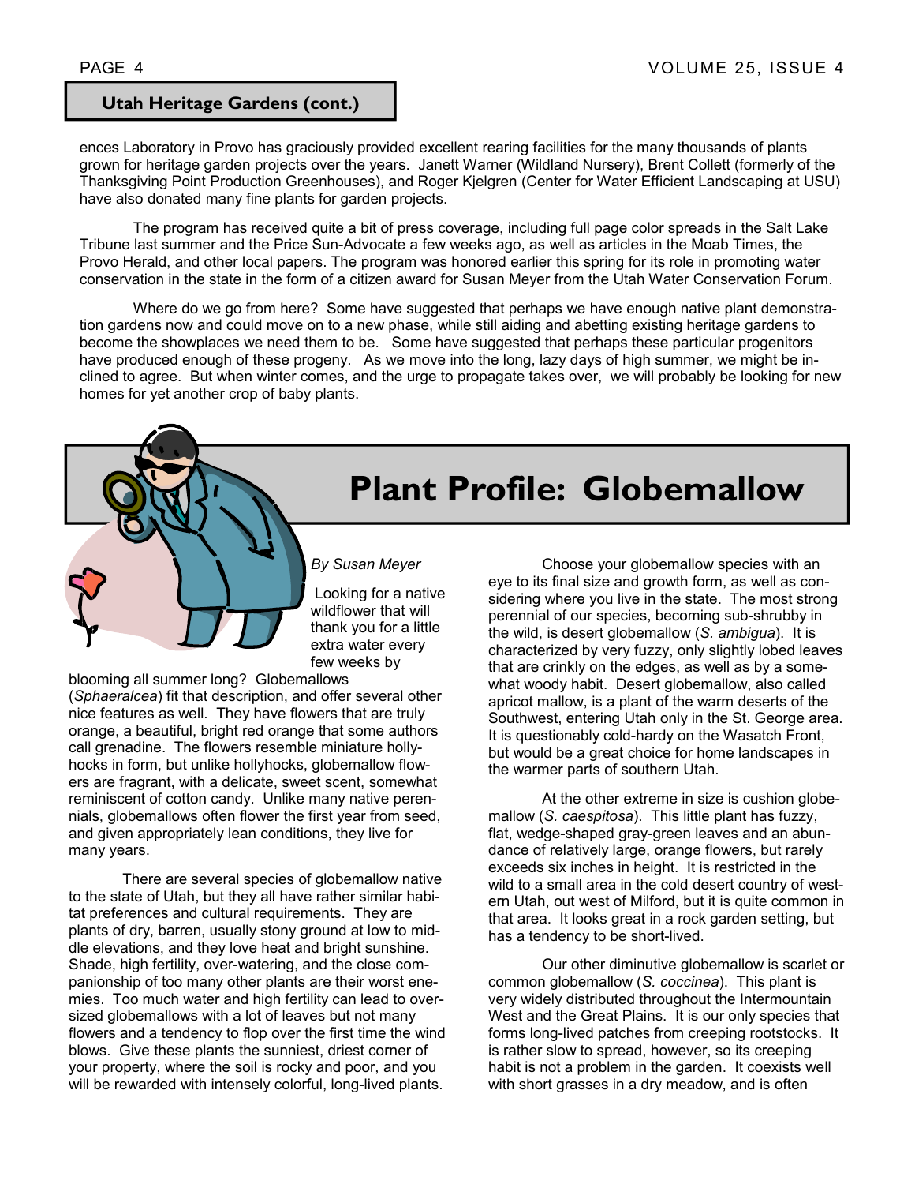## Utah Heritage Gardens (cont.)

ences Laboratory in Provo has graciously provided excellent rearing facilities for the many thousands of plants grown for heritage garden projects over the years. Janett Warner (Wildland Nursery), Brent Collett (formerly of the Thanksgiving Point Production Greenhouses), and Roger Kjelgren (Center for Water Efficient Landscaping at USU) have also donated many fine plants for garden projects.

The program has received quite a bit of press coverage, including full page color spreads in the Salt Lake Tribune last summer and the Price Sun-Advocate a few weeks ago, as well as articles in the Moab Times, the Provo Herald, and other local papers. The program was honored earlier this spring for its role in promoting water conservation in the state in the form of a citizen award for Susan Meyer from the Utah Water Conservation Forum.

Where do we go from here? Some have suggested that perhaps we have enough native plant demonstration gardens now and could move on to a new phase, while still aiding and abetting existing heritage gardens to become the showplaces we need them to be. Some have suggested that perhaps these particular progenitors have produced enough of these progeny. As we move into the long, lazy days of high summer, we might be inclined to agree. But when winter comes, and the urge to propagate takes over, we will probably be looking for new homes for yet another crop of baby plants.

# Plant Profile: Globemallow

*By Susan Meyer*

Looking for a native wildflower that will thank you for a little extra water every few weeks by blooming all summer long? Globemallows (*Sphaeralcea*) fit that description, and offer several other nice features as well. They have flowers that are truly orange, a beautiful, bright red orange that some authors call grenadine. The flowers resemble miniature hollyhocks in form, but unlike hollyhocks, globemallow flowers are fragrant, with a delicate, sweet scent, somewhat reminiscent of cotton candy. Unlike many native perennials, globemallows often flower the first year from seed, and given appropriately lean conditions, they live for many years.

There are several species of globemallow native to the state of Utah, but they all have rather similar habitat preferences and cultural requirements. They are plants of dry, barren, usually stony ground at low to middle elevations, and they love heat and bright sunshine. Shade, high fertility, over-watering, and the close companionship of too many other plants are their worst enemies. Too much water and high fertility can lead to oversized globemallows with a lot of leaves but not many flowers and a tendency to flop over the first time the wind blows. Give these plants the sunniest, driest corner of your property, where the soil is rocky and poor, and you will be rewarded with intensely colorful, long-lived plants.

Choose your globemallow species with an eye to its final size and growth form, as well as considering where you live in the state. The most strong perennial of our species, becoming sub-shrubby in the wild, is desert globemallow (*S. ambigua*). It is characterized by very fuzzy, only slightly lobed leaves that are crinkly on the edges, as well as by a somewhat woody habit. Desert globemallow, also called apricot mallow, is a plant of the warm deserts of the Southwest, entering Utah only in the St. George area. It is questionably cold-hardy on the Wasatch Front, but would be a great choice for home landscapes in the warmer parts of southern Utah.

At the other extreme in size is cushion globemallow (*S. caespitosa*). This little plant has fuzzy, flat, wedge-shaped gray-green leaves and an abundance of relatively large, orange flowers, but rarely exceeds six inches in height. It is restricted in the wild to a small area in the cold desert country of western Utah, out west of Milford, but it is quite common in that area. It looks great in a rock garden setting, but has a tendency to be short-lived.

Our other diminutive globemallow is scarlet or common globemallow (*S. coccinea*). This plant is very widely distributed throughout the Intermountain West and the Great Plains. It is our only species that forms long-lived patches from creeping rootstocks. It is rather slow to spread, however, so its creeping habit is not a problem in the garden. It coexists well with short grasses in a dry meadow, and is often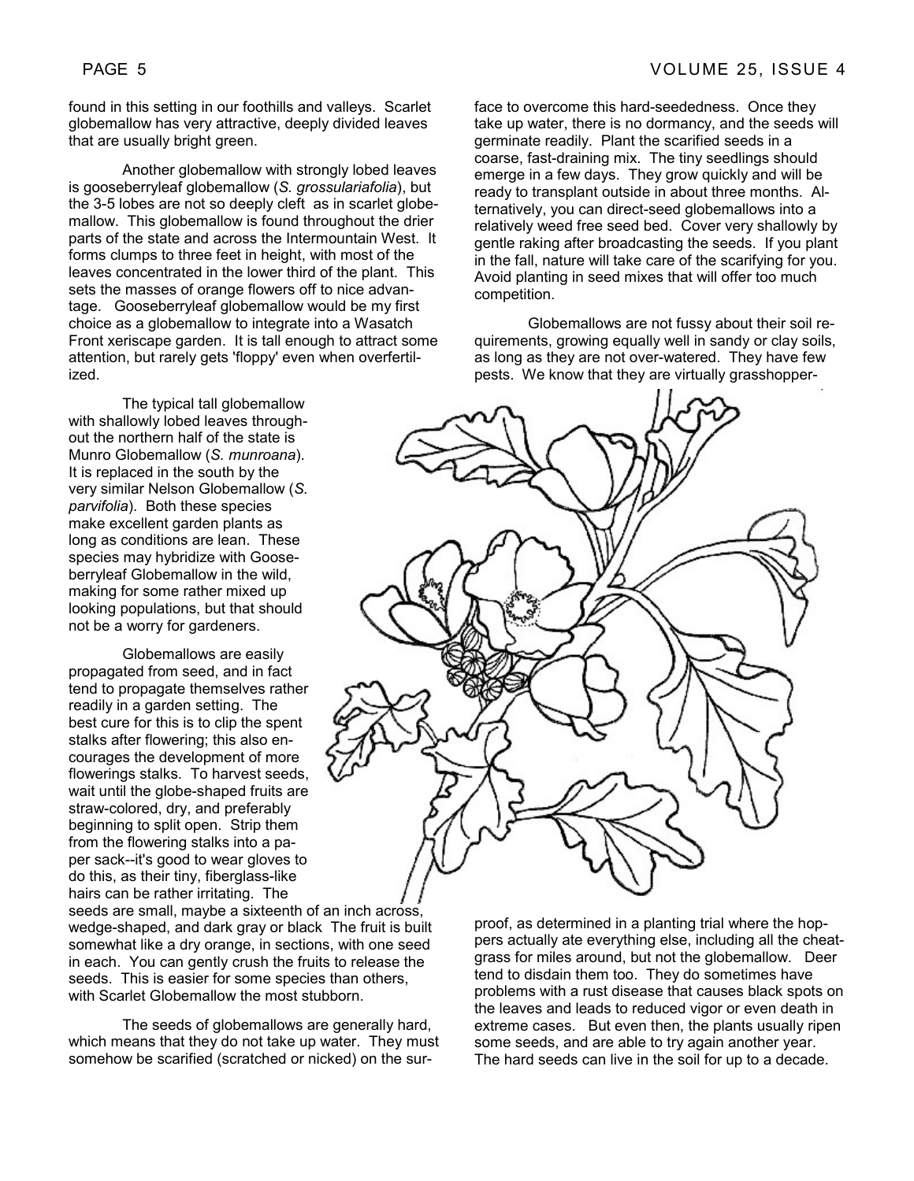found in this setting in our foothills and valleys. Scarlet globemallow has very attractive, deeply divided leaves that are usually bright green.

Another globemallow with strongly lobed leaves is gooseberryleaf globemallow (*S. grossulariafolia*), but the 3-5 lobes are not so deeply cleft as in scarlet globemallow. This globemallow is found throughout the drier parts of the state and across the Intermountain West. It forms clumps to three feet in height, with most of the leaves concentrated in the lower third of the plant. This sets the masses of orange flowers off to nice advantage. Gooseberryleaf globemallow would be my first choice as a globemallow to integrate into a Wasatch Front xeriscape garden. It is tall enough to attract some attention, but rarely gets 'floppy' even when overfertilized.

The typical tall globemallow with shallowly lobed leaves throughout the northern half of the state is Munro Globemallow (*S. munroana*). It is replaced in the south by the very similar Nelson Globemallow (*S. parvifolia*). Both these species make excellent garden plants as long as conditions are lean. These species may hybridize with Gooseberryleaf Globemallow in the wild, making for some rather mixed up looking populations, but that should not be a worry for gardeners.

Globemallows are easily propagated from seed, and in fact tend to propagate themselves rather readily in a garden setting. The best cure for this is to clip the spent stalks after flowering; this also encourages the development of more flowerings stalks. To harvest seeds, wait until the globe-shaped fruits are straw-colored, dry, and preferably beginning to split open. Strip them from the flowering stalks into a paper sack--it's good to wear gloves to do this, as their tiny, fiberglass-like hairs can be rather irritating. The seeds are small, maybe a sixteenth of an inch across, wedge-shaped, and dark gray or black The fruit is built somewhat like a dry orange, in sections, with one seed in each. You can gently crush the fruits to release the seeds. This is easier for some species than others, with Scarlet Globemallow the most stubborn.

The seeds of globemallows are generally hard, which means that they do not take up water. They must somehow be scarified (scratched or nicked) on the surface to overcome this hard-seededness. Once they take up water, there is no dormancy, and the seeds will germinate readily. Plant the scarified seeds in a coarse, fast-draining mix. The tiny seedlings should emerge in a few days. They grow quickly and will be ready to transplant outside in about three months. Alternatively, you can direct-seed globemallows into a relatively weed free seed bed. Cover very shallowly by gentle raking after broadcasting the seeds. If you plant in the fall, nature will take care of the scarifying for you. Avoid planting in seed mixes that will offer too much competition.

Globemallows are not fussy about their soil requirements, growing equally well in sandy or clay soils, as long as they are not over-watered. They have few pests. We know that they are virtually grasshopper-proof, as determined in a planting trial where the hoppers actually ate everything else, including all the cheatgrass for miles around, but not the globemallow. Deer tend to disdain them too. They do sometimes have problems with a rust disease that causes black spots on the leaves and leads to reduced vigor or even death in extreme cases. But even then, the plants usually ripen some seeds, and are able to try again another year. The hard seeds can live in the soil for up to a decade.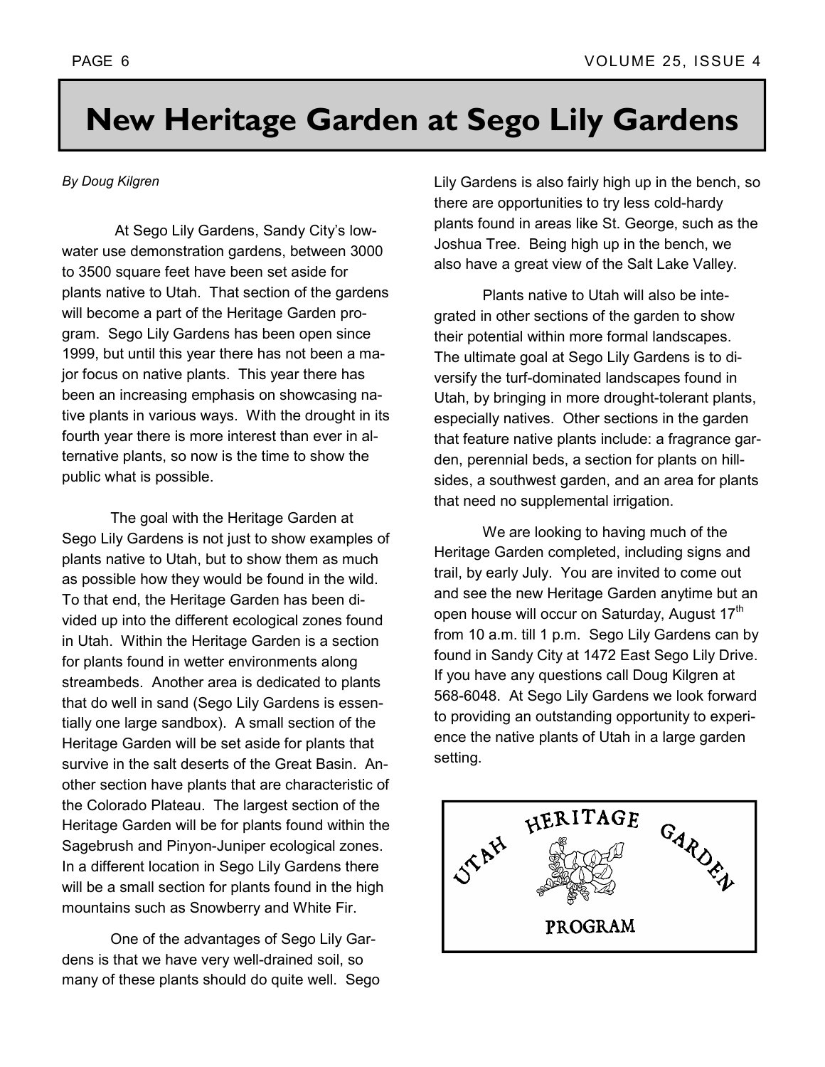# New Heritage Garden at Sego Lily Gardens

*By Doug Kilgren*

At Sego Lily Gardens, Sandy City's low-water use demonstration gardens, between 3000 to 3500 square feet have been set aside for plants native to Utah. That section of the gardens will become a part of the Heritage Garden program. Sego Lily Gardens has been open since 1999, but until this year there has not been a major focus on native plants. This year there has been an increasing emphasis on showcasing native plants in various ways. With the drought in its fourth year there is more interest than ever in alternative plants, so now is the time to show the public what is possible.

The goal with the Heritage Garden at Sego Lily Gardens is not just to show examples of plants native to Utah, but to show them as much as possible how they would be found in the wild. To that end, the Heritage Garden has been divided up into the different ecological zones found in Utah. Within the Heritage Garden is a section for plants found in wetter environments along streambeds. Another area is dedicated to plants that do well in sand (Sego Lily Gardens is essentially one large sandbox). A small section of the Heritage Garden will be set aside for plants that survive in the salt deserts of the Great Basin. Another section have plants that are characteristic of the Colorado Plateau. The largest section of the Heritage Garden will be for plants found within the Sagebrush and Pinyon-Juniper ecological zones. In a different location in Sego Lily Gardens there will be a small section for plants found in the high mountains such as Snowberry and White Fir.

One of the advantages of Sego Lily Gardens is that we have very well-drained soil, so many of these plants should do quite well. Sego Lily Gardens is also fairly high up in the bench, so there are opportunities to try less cold-hardy plants found in areas like St. George, such as the Joshua Tree. Being high up in the bench, we also have a great view of the Salt Lake Valley.

Plants native to Utah will also be integrated in other sections of the garden to show their potential within more formal landscapes. The ultimate goal at Sego Lily Gardens is to diversify the turf-dominated landscapes found in Utah, by bringing in more drought-tolerant plants, especially natives. Other sections in the garden that feature native plants include: a fragrance garden, perennial beds, a section for plants on hillsides, a southwest garden, and an area for plants that need no supplemental irrigation.

We are looking to having much of the Heritage Garden completed, including signs and trail, by early July. You are invited to come out and see the new Heritage Garden anytime but an open house will occur on Saturday, August 17th from 10 a.m. till 1 p.m. Sego Lily Gardens can by found in Sandy City at 1472 East Sego Lily Drive. If you have any questions call Doug Kilgren at 568-6048. At Sego Lily Gardens we look forward to providing an outstanding opportunity to experience the native plants of Utah in a large garden setting.

UTAH HERITAGE GARDEN PROGRAM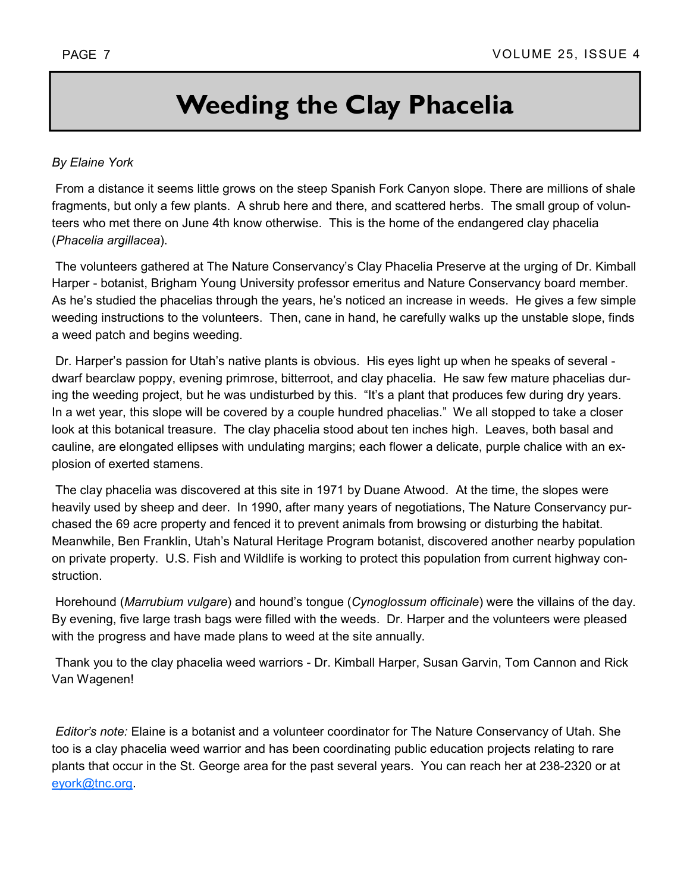# Weeding the Clay Phacelia

*By Elaine York*

From a distance it seems little grows on the steep Spanish Fork Canyon slope. There are millions of shale fragments, but only a few plants. A shrub here and there, and scattered herbs. The small group of volunteers who met there on June 4th know otherwise. This is the home of the endangered clay phacelia (*Phacelia argillacea*).

The volunteers gathered at The Nature Conservancy's Clay Phacelia Preserve at the urging of Dr. Kimball Harper - botanist, Brigham Young University professor emeritus and Nature Conservancy board member. As he's studied the phacelias through the years, he's noticed an increase in weeds. He gives a few simple weeding instructions to the volunteers. Then, cane in hand, he carefully walks up the unstable slope, finds a weed patch and begins weeding.

Dr. Harper's passion for Utah's native plants is obvious. His eyes light up when he speaks of several - dwarf bearclaw poppy, evening primrose, bitterroot, and clay phacelia. He saw few mature phacelias during the weeding project, but he was undisturbed by this. "It's a plant that produces few during dry years. In a wet year, this slope will be covered by a couple hundred phacelias." We all stopped to take a closer look at this botanical treasure. The clay phacelia stood about ten inches high. Leaves, both basal and cauline, are elongated ellipses with undulating margins; each flower a delicate, purple chalice with an explosion of exerted stamens.

The clay phacelia was discovered at this site in 1971 by Duane Atwood. At the time, the slopes were heavily used by sheep and deer. In 1990, after many years of negotiations, The Nature Conservancy purchased the 69 acre property and fenced it to prevent animals from browsing or disturbing the habitat. Meanwhile, Ben Franklin, Utah's Natural Heritage Program botanist, discovered another nearby population on private property. U.S. Fish and Wildlife is working to protect this population from current highway construction.

Horehound (*Marrubium vulgare*) and hound's tongue (*Cynoglossum officinale*) were the villains of the day. By evening, five large trash bags were filled with the weeds. Dr. Harper and the volunteers were pleased with the progress and have made plans to weed at the site annually.

Thank you to the clay phacelia weed warriors - Dr. Kimball Harper, Susan Garvin, Tom Cannon and Rick Van Wagenen!

*Editor's note:* Elaine is a botanist and a volunteer coordinator for The Nature Conservancy of Utah. She too is a clay phacelia weed warrior and has been coordinating public education projects relating to rare plants that occur in the St. George area for the past several years. You can reach her at 238-2320 or at eyork@tnc.org.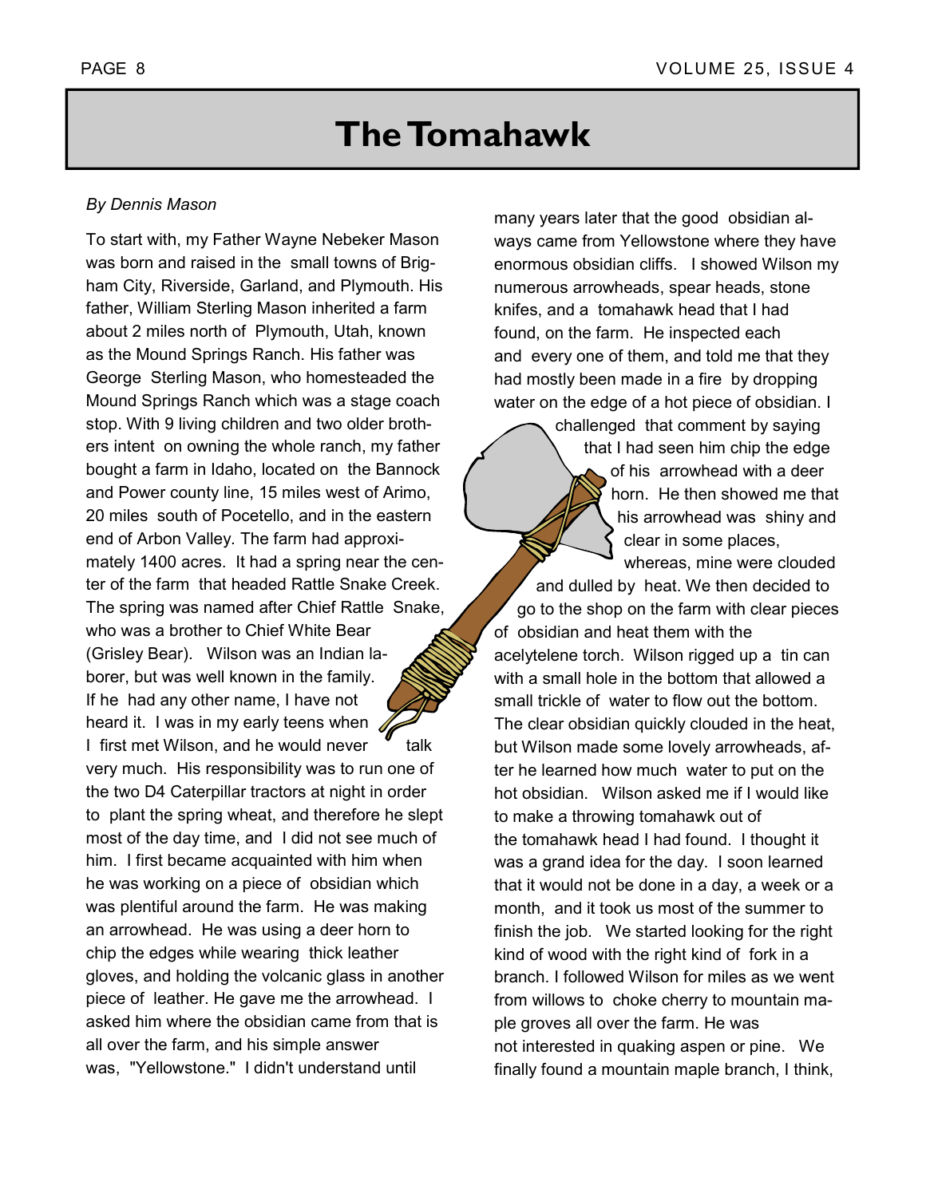# The Tomahawk

*By Dennis Mason*

To start with, my Father Wayne Nebeker Mason was born and raised in the small towns of Brigham City, Riverside, Garland, and Plymouth. His father, William Sterling Mason inherited a farm about 2 miles north of Plymouth, Utah, known as the Mound Springs Ranch. His father was George Sterling Mason, who homesteaded the Mound Springs Ranch which was a stage coach stop. With 9 living children and two older brothers intent on owning the whole ranch, my father bought a farm in Idaho, located on the Bannock and Power county line, 15 miles west of Arimo, 20 miles south of Pocetello, and in the eastern end of Arbon Valley. The farm had approximately 1400 acres. It had a spring near the center of the farm that headed Rattle Snake Creek. The spring was named after Chief Rattle Snake, who was a brother to Chief White Bear (Grisley Bear). Wilson was an Indian laborer, but was well known in the family. If he had any other name, I have not heard it. I was in my early teens when I first met Wilson, and he would never talk very much. His responsibility was to run one of the two D4 Caterpillar tractors at night in order to plant the spring wheat, and therefore he slept most of the day time, and I did not see much of him. I first became acquainted with him when he was working on a piece of obsidian which was plentiful around the farm. He was making an arrowhead. He was using a deer horn to chip the edges while wearing thick leather gloves, and holding the volcanic glass in another piece of leather. He gave me the arrowhead. I asked him where the obsidian came from that is all over the farm, and his simple answer was, "Yellowstone." I didn't understand until many years later that the good obsidian always came from Yellowstone where they have enormous obsidian cliffs. I showed Wilson my numerous arrowheads, spear heads, stone knifes, and a tomahawk head that I had found, on the farm. He inspected each and every one of them, and told me that they had mostly been made in a fire by dropping water on the edge of a hot piece of obsidian. I challenged that comment by saying that I had seen him chip the edge of his arrowhead with a deer horn. He then showed me that his arrowhead was shiny and clear in some places, whereas, mine were clouded and dulled by heat. We then decided to go to the shop on the farm with clear pieces of obsidian and heat them with the acelytelene torch. Wilson rigged up a tin can with a small hole in the bottom that allowed a small trickle of water to flow out the bottom. The clear obsidian quickly clouded in the heat, but Wilson made some lovely arrowheads, after he learned how much water to put on the hot obsidian. Wilson asked me if I would like to make a throwing tomahawk out of the tomahawk head I had found. I thought it was a grand idea for the day. I soon learned that it would not be done in a day, a week or a month, and it took us most of the summer to finish the job. We started looking for the right kind of wood with the right kind of fork in a branch. I followed Wilson for miles as we went from willows to choke cherry to mountain maple groves all over the farm. He was not interested in quaking aspen or pine. We finally found a mountain maple branch, I think,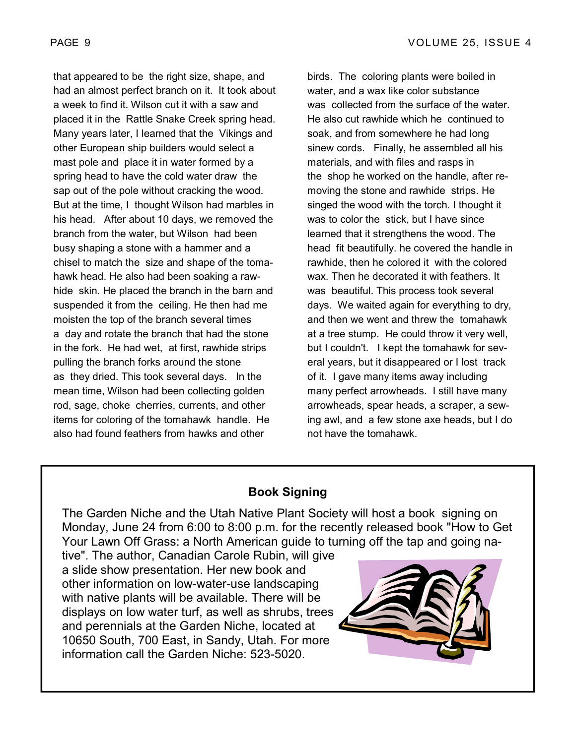that appeared to be the right size, shape, and had an almost perfect branch on it. It took about a week to find it. Wilson cut it with a saw and placed it in the Rattle Snake Creek spring head. Many years later, I learned that the Vikings and other European ship builders would select a mast pole and place it in water formed by a spring head to have the cold water draw the sap out of the pole without cracking the wood. But at the time, I thought Wilson had marbles in his head. After about 10 days, we removed the branch from the water, but Wilson had been busy shaping a stone with a hammer and a chisel to match the size and shape of the tomahawk head. He also had been soaking a rawhide skin. He placed the branch in the barn and suspended it from the ceiling. He then had me moisten the top of the branch several times a day and rotate the branch that had the stone in the fork. He had wet, at first, rawhide strips pulling the branch forks around the stone as they dried. This took several days. In the mean time, Wilson had been collecting golden rod, sage, choke cherries, currents, and other items for coloring of the tomahawk handle. He also had found feathers from hawks and other birds. The coloring plants were boiled in water, and a wax like color substance was collected from the surface of the water. He also cut rawhide which he continued to soak, and from somewhere he had long sinew cords. Finally, he assembled all his materials, and with files and rasps in the shop he worked on the handle, after removing the stone and rawhide strips. He singed the wood with the torch. I thought it was to color the stick, but I have since learned that it strengthens the wood. The head fit beautifully. he covered the handle in rawhide, then he colored it with the colored wax. Then he decorated it with feathers. It was beautiful. This process took several days. We waited again for everything to dry, and then we went and threw the tomahawk at a tree stump. He could throw it very well, but I couldn't. I kept the tomahawk for several years, but it disappeared or I lost track of it. I gave many items away including many perfect arrowheads. I still have many arrowheads, spear heads, a scraper, a sewing awl, and a few stone axe heads, but I do not have the tomahawk.

## Book Signing

The Garden Niche and the Utah Native Plant Society will host a book signing on Monday, June 24 from 6:00 to 8:00 p.m. for the recently released book "How to Get Your Lawn Off Grass: a North American guide to turning off the tap and going native". The author, Canadian Carole Rubin, will give a slide show presentation. Her new book and other information on low-water-use landscaping with native plants will be available. There will be displays on low water turf, as well as shrubs, trees and perennials at the Garden Niche, located at 10650 South, 700 East, in Sandy, Utah. For more information call the Garden Niche: 523-5020.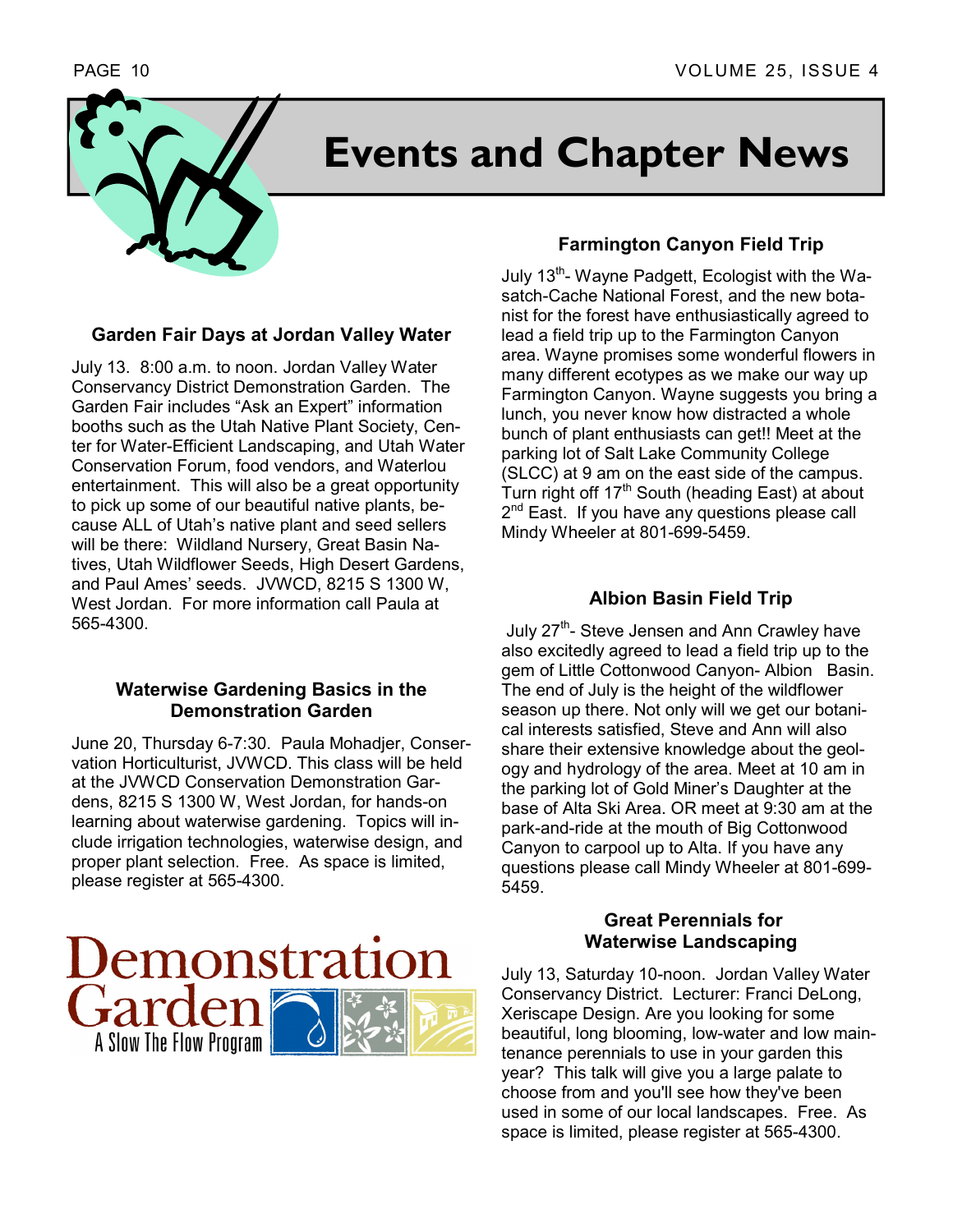# Events and Chapter News

### Garden Fair Days at Jordan Valley Water

July 13. 8:00 a.m. to noon. Jordan Valley Water Conservancy District Demonstration Garden. The Garden Fair includes "Ask an Expert" information booths such as the Utah Native Plant Society, Center for Water-Efficient Landscaping, and Utah Water Conservation Forum, food vendors, and Waterlou entertainment. This will also be a great opportunity to pick up some of our beautiful native plants, because ALL of Utah's native plant and seed sellers will be there: Wildland Nursery, Great Basin Natives, Utah Wildflower Seeds, High Desert Gardens, and Paul Ames' seeds. JVWCD, 8215 S 1300 W, West Jordan. For more information call Paula at 565-4300.

### Waterwise Gardening Basics in the Demonstration Garden

June 20, Thursday 6-7:30. Paula Mohadjer, Conservation Horticulturist, JVWCD. This class will be held at the JVWCD Conservation Demonstration Gardens, 8215 S 1300 W, West Jordan, for hands-on learning about waterwise gardening. Topics will include irrigation technologies, waterwise design, and proper plant selection. Free. As space is limited, please register at 565-4300.

Demonstration Garden
A Slow The Flow Program

### Farmington Canyon Field Trip

July 13th- Wayne Padgett, Ecologist with the Wasatch-Cache National Forest, and the new botanist for the forest have enthusiastically agreed to lead a field trip up to the Farmington Canyon area. Wayne promises some wonderful flowers in many different ecotypes as we make our way up Farmington Canyon. Wayne suggests you bring a lunch, you never know how distracted a whole bunch of plant enthusiasts can get!! Meet at the parking lot of Salt Lake Community College (SLCC) at 9 am on the east side of the campus. Turn right off 17th South (heading East) at about 2nd East. If you have any questions please call Mindy Wheeler at 801-699-5459.

### Albion Basin Field Trip

July 27th- Steve Jensen and Ann Crawley have also excitedly agreed to lead a field trip up to the gem of Little Cottonwood Canyon- Albion Basin. The end of July is the height of the wildflower season up there. Not only will we get our botanical interests satisfied, Steve and Ann will also share their extensive knowledge about the geology and hydrology of the area. Meet at 10 am in the parking lot of Gold Miner's Daughter at the base of Alta Ski Area. OR meet at 9:30 am at the park-and-ride at the mouth of Big Cottonwood Canyon to carpool up to Alta. If you have any questions please call Mindy Wheeler at 801-699-5459.

### Great Perennials for Waterwise Landscaping

July 13, Saturday 10-noon. Jordan Valley Water Conservancy District. Lecturer: Franci DeLong, Xeriscape Design. Are you looking for some beautiful, long blooming, low-water and low maintenance perennials to use in your garden this year? This talk will give you a large palate to choose from and you'll see how they've been used in some of our local landscapes. Free. As space is limited, please register at 565-4300.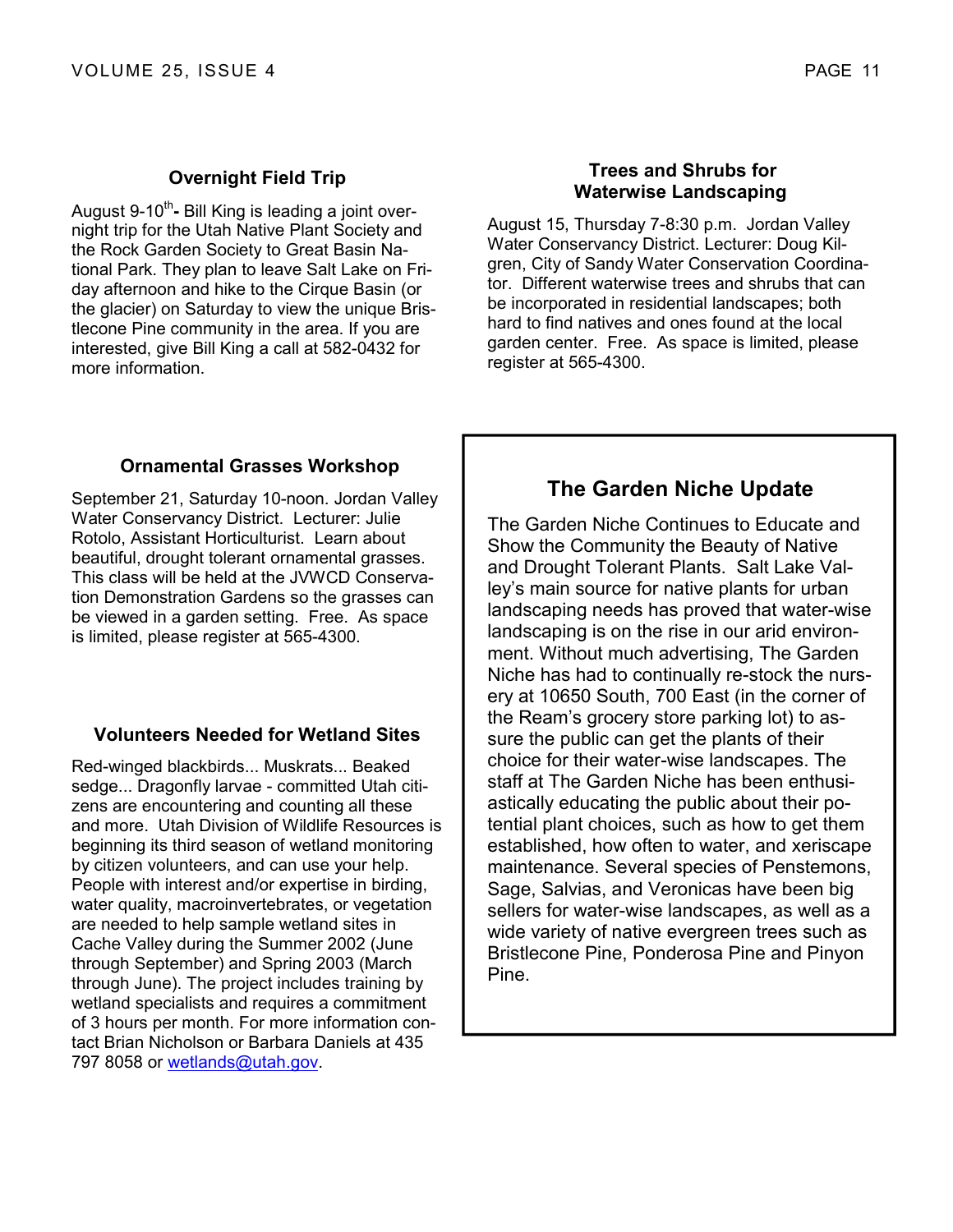### Overnight Field Trip

August 9-10th- Bill King is leading a joint overnight trip for the Utah Native Plant Society and the Rock Garden Society to Great Basin National Park. They plan to leave Salt Lake on Friday afternoon and hike to the Cirque Basin (or the glacier) on Saturday to view the unique Bristlecone Pine community in the area. If you are interested, give Bill King a call at 582-0432 for more information.

### Ornamental Grasses Workshop

September 21, Saturday 10-noon. Jordan Valley Water Conservancy District. Lecturer: Julie Rotolo, Assistant Horticulturist. Learn about beautiful, drought tolerant ornamental grasses. This class will be held at the JVWCD Conservation Demonstration Gardens so the grasses can be viewed in a garden setting. Free. As space is limited, please register at 565-4300.

### Volunteers Needed for Wetland Sites

Red-winged blackbirds... Muskrats... Beaked sedge... Dragonfly larvae - committed Utah citizens are encountering and counting all these and more. Utah Division of Wildlife Resources is beginning its third season of wetland monitoring by citizen volunteers, and can use your help. People with interest and/or expertise in birding, water quality, macroinvertebrates, or vegetation are needed to help sample wetland sites in Cache Valley during the Summer 2002 (June through September) and Spring 2003 (March through June). The project includes training by wetland specialists and requires a commitment of 3 hours per month. For more information contact Brian Nicholson or Barbara Daniels at 435 797 8058 or wetlands@utah.gov.

### Trees and Shrubs for Waterwise Landscaping

August 15, Thursday 7-8:30 p.m. Jordan Valley Water Conservancy District. Lecturer: Doug Kilgren, City of Sandy Water Conservation Coordinator. Different waterwise trees and shrubs that can be incorporated in residential landscapes; both hard to find natives and ones found at the local garden center. Free. As space is limited, please register at 565-4300.

## The Garden Niche Update

The Garden Niche Continues to Educate and Show the Community the Beauty of Native and Drought Tolerant Plants. Salt Lake Valley's main source for native plants for urban landscaping needs has proved that water-wise landscaping is on the rise in our arid environment. Without much advertising, The Garden Niche has had to continually re-stock the nursery at 10650 South, 700 East (in the corner of the Ream's grocery store parking lot) to assure the public can get the plants of their choice for their water-wise landscapes. The staff at The Garden Niche has been enthusiastically educating the public about their potential plant choices, such as how to get them established, how often to water, and xeriscape maintenance. Several species of Penstemons, Sage, Salvias, and Veronicas have been big sellers for water-wise landscapes, as well as a wide variety of native evergreen trees such as Bristlecone Pine, Ponderosa Pine and Pinyon Pine.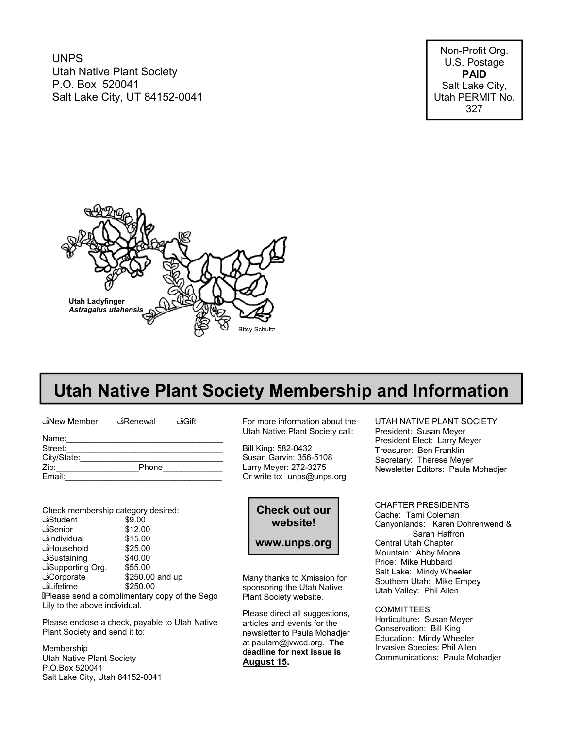UNPS
Utah Native Plant Society
P.O. Box 520041
Salt Lake City, UT 84152-0041

Non-Profit Org.
U.S. Postage
**PAID**
Salt Lake City,
Utah PERMIT No.
327

**Utah Ladyfinger**
***Astragalus utahensis***

Bitsy Schultz

# Utah Native Plant Society Membership and Information

ڤNew Member ڤRenewal ڤGift

Name:___________________________________
Street:___________________________________
City/State:________________________________
Zip:_________________Phone_____________
Email:___________________________________

Check membership category desired:

| | |
|---|---|
| ڤStudent | $9.00 |
| ڤSenior | $12.00 |
| ڤIndividual | $15.00 |
| ڤHousehold | $25.00 |
| ڤSustaining | $40.00 |
| ڤSupporting Org. | $55.00 |
| ڤCorporate | $250.00 and up |
| ڤLifetime | $250.00 |

Please send a complimentary copy of the Sego Lily to the above individual.

Please enclose a check, payable to Utah Native Plant Society and send it to:

Membership
Utah Native Plant Society
P.O.Box 520041
Salt Lake City, Utah 84152-0041

For more information about the Utah Native Plant Society call:

Bill King: 582-0432
Susan Garvin: 356-5108
Larry Meyer: 272-3275
Or write to: unps@unps.org

**Check out our website!**

**www.unps.org**

Many thanks to Xmission for sponsoring the Utah Native Plant Society website.

Please direct all suggestions, articles and events for the newsletter to Paula Mohadjer at paulam@jvwcd.org. **The deadline for next issue is August 15.**

UTAH NATIVE PLANT SOCIETY
President: Susan Meyer
President Elect: Larry Meyer
Treasurer: Ben Franklin
Secretary: Therese Meyer
Newsletter Editors: Paula Mohadjer

CHAPTER PRESIDENTS
Cache: Tami Coleman
Canyonlands: Karen Dohrenwend & Sarah Haffron
Central Utah Chapter
Mountain: Abby Moore
Price: Mike Hubbard
Salt Lake: Mindy Wheeler
Southern Utah: Mike Empey
Utah Valley: Phil Allen

COMMITTEES
Horticulture: Susan Meyer
Conservation: Bill King
Education: Mindy Wheeler
Invasive Species: Phil Allen
Communications: Paula Mohadjer